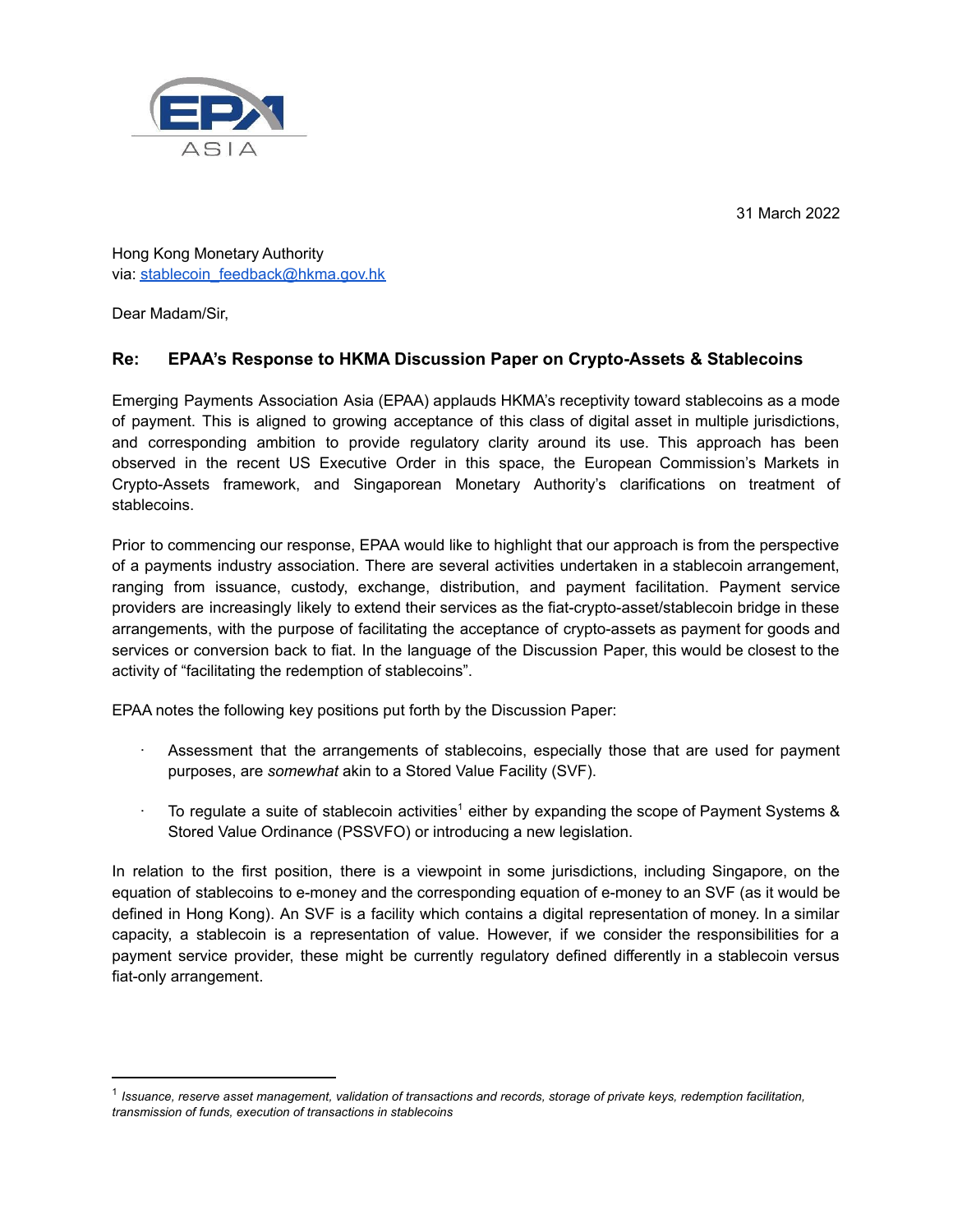31 March 2022

Hong Kong Monetary Authority
via: stablecoin_feedback@hkma.gov.hk

Dear Madam/Sir,

### Re: EPAA's Response to HKMA Discussion Paper on Crypto-Assets & Stablecoins

Emerging Payments Association Asia (EPAA) applauds HKMA's receptivity toward stablecoins as a mode of payment. This is aligned to growing acceptance of this class of digital asset in multiple jurisdictions, and corresponding ambition to provide regulatory clarity around its use. This approach has been observed in the recent US Executive Order in this space, the European Commission's Markets in Crypto-Assets framework, and Singaporean Monetary Authority's clarifications on treatment of stablecoins.

Prior to commencing our response, EPAA would like to highlight that our approach is from the perspective of a payments industry association. There are several activities undertaken in a stablecoin arrangement, ranging from issuance, custody, exchange, distribution, and payment facilitation. Payment service providers are increasingly likely to extend their services as the fiat-crypto-asset/stablecoin bridge in these arrangements, with the purpose of facilitating the acceptance of crypto-assets as payment for goods and services or conversion back to fiat. In the language of the Discussion Paper, this would be closest to the activity of "facilitating the redemption of stablecoins".

EPAA notes the following key positions put forth by the Discussion Paper:

- Assessment that the arrangements of stablecoins, especially those that are used for payment purposes, are *somewhat* akin to a Stored Value Facility (SVF).
- To regulate a suite of stablecoin activities[1] either by expanding the scope of Payment Systems & Stored Value Ordinance (PSSVFO) or introducing a new legislation.

In relation to the first position, there is a viewpoint in some jurisdictions, including Singapore, on the equation of stablecoins to e-money and the corresponding equation of e-money to an SVF (as it would be defined in Hong Kong). An SVF is a facility which contains a digital representation of money. In a similar capacity, a stablecoin is a representation of value. However, if we consider the responsibilities for a payment service provider, these might be currently regulatory defined differently in a stablecoin versus fiat-only arrangement.

---

[1] *Issuance, reserve asset management, validation of transactions and records, storage of private keys, redemption facilitation, transmission of funds, execution of transactions in stablecoins*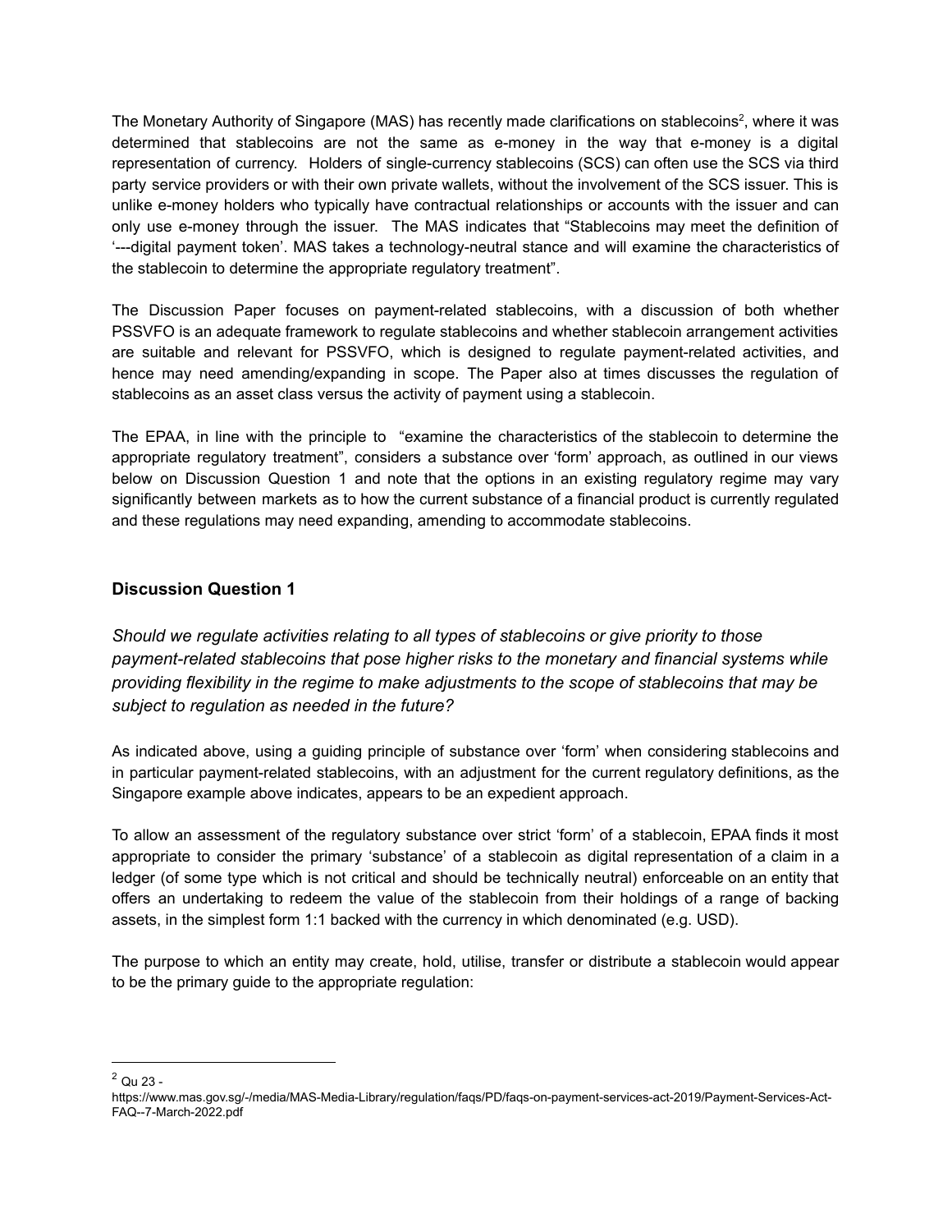The Monetary Authority of Singapore (MAS) has recently made clarifications on stablecoins[2], where it was determined that stablecoins are not the same as e-money in the way that e-money is a digital representation of currency. Holders of single-currency stablecoins (SCS) can often use the SCS via third party service providers or with their own private wallets, without the involvement of the SCS issuer. This is unlike e-money holders who typically have contractual relationships or accounts with the issuer and can only use e-money through the issuer. The MAS indicates that "Stablecoins may meet the definition of '---digital payment token'. MAS takes a technology-neutral stance and will examine the characteristics of the stablecoin to determine the appropriate regulatory treatment".

The Discussion Paper focuses on payment-related stablecoins, with a discussion of both whether PSSVFO is an adequate framework to regulate stablecoins and whether stablecoin arrangement activities are suitable and relevant for PSSVFO, which is designed to regulate payment-related activities, and hence may need amending/expanding in scope. The Paper also at times discusses the regulation of stablecoins as an asset class versus the activity of payment using a stablecoin.

The EPAA, in line with the principle to "examine the characteristics of the stablecoin to determine the appropriate regulatory treatment", considers a substance over 'form' approach, as outlined in our views below on Discussion Question 1 and note that the options in an existing regulatory regime may vary significantly between markets as to how the current substance of a financial product is currently regulated and these regulations may need expanding, amending to accommodate stablecoins.

### Discussion Question 1

*Should we regulate activities relating to all types of stablecoins or give priority to those payment-related stablecoins that pose higher risks to the monetary and financial systems while providing flexibility in the regime to make adjustments to the scope of stablecoins that may be subject to regulation as needed in the future?*

As indicated above, using a guiding principle of substance over 'form' when considering stablecoins and in particular payment-related stablecoins, with an adjustment for the current regulatory definitions, as the Singapore example above indicates, appears to be an expedient approach.

To allow an assessment of the regulatory substance over strict 'form' of a stablecoin, EPAA finds it most appropriate to consider the primary 'substance' of a stablecoin as digital representation of a claim in a ledger (of some type which is not critical and should be technically neutral) enforceable on an entity that offers an undertaking to redeem the value of the stablecoin from their holdings of a range of backing assets, in the simplest form 1:1 backed with the currency in which denominated (e.g. USD).

The purpose to which an entity may create, hold, utilise, transfer or distribute a stablecoin would appear to be the primary guide to the appropriate regulation:

---

[2] Qu 23 - https://www.mas.gov.sg/-/media/MAS-Media-Library/regulation/faqs/PD/faqs-on-payment-services-act-2019/Payment-Services-Act-FAQ--7-March-2022.pdf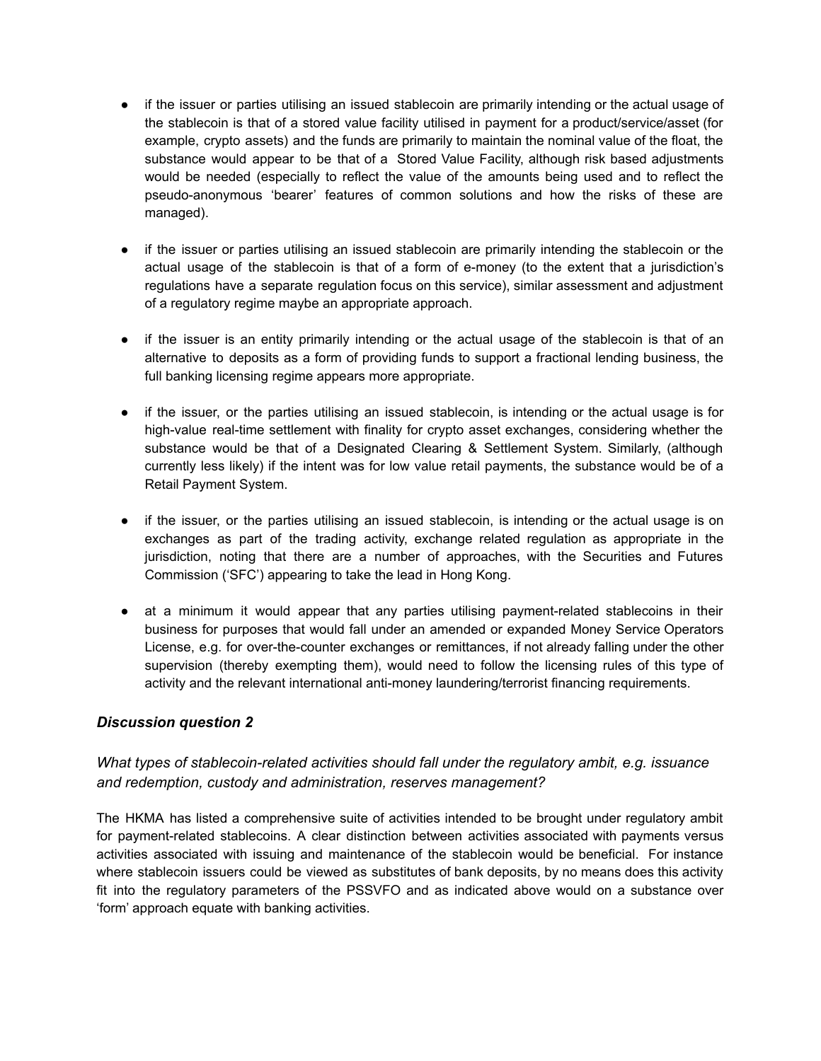- if the issuer or parties utilising an issued stablecoin are primarily intending or the actual usage of the stablecoin is that of a stored value facility utilised in payment for a product/service/asset (for example, crypto assets) and the funds are primarily to maintain the nominal value of the float, the substance would appear to be that of a Stored Value Facility, although risk based adjustments would be needed (especially to reflect the value of the amounts being used and to reflect the pseudo-anonymous 'bearer' features of common solutions and how the risks of these are managed).

- if the issuer or parties utilising an issued stablecoin are primarily intending the stablecoin or the actual usage of the stablecoin is that of a form of e-money (to the extent that a jurisdiction's regulations have a separate regulation focus on this service), similar assessment and adjustment of a regulatory regime maybe an appropriate approach.

- if the issuer is an entity primarily intending or the actual usage of the stablecoin is that of an alternative to deposits as a form of providing funds to support a fractional lending business, the full banking licensing regime appears more appropriate.

- if the issuer, or the parties utilising an issued stablecoin, is intending or the actual usage is for high-value real-time settlement with finality for crypto asset exchanges, considering whether the substance would be that of a Designated Clearing & Settlement System. Similarly, (although currently less likely) if the intent was for low value retail payments, the substance would be of a Retail Payment System.

- if the issuer, or the parties utilising an issued stablecoin, is intending or the actual usage is on exchanges as part of the trading activity, exchange related regulation as appropriate in the jurisdiction, noting that there are a number of approaches, with the Securities and Futures Commission ('SFC') appearing to take the lead in Hong Kong.

- at a minimum it would appear that any parties utilising payment-related stablecoins in their business for purposes that would fall under an amended or expanded Money Service Operators License, e.g. for over-the-counter exchanges or remittances, if not already falling under the other supervision (thereby exempting them), would need to follow the licensing rules of this type of activity and the relevant international anti-money laundering/terrorist financing requirements.

### *Discussion question 2*

*What types of stablecoin-related activities should fall under the regulatory ambit, e.g. issuance and redemption, custody and administration, reserves management?*

The HKMA has listed a comprehensive suite of activities intended to be brought under regulatory ambit for payment-related stablecoins. A clear distinction between activities associated with payments versus activities associated with issuing and maintenance of the stablecoin would be beneficial. For instance where stablecoin issuers could be viewed as substitutes of bank deposits, by no means does this activity fit into the regulatory parameters of the PSSVFO and as indicated above would on a substance over 'form' approach equate with banking activities.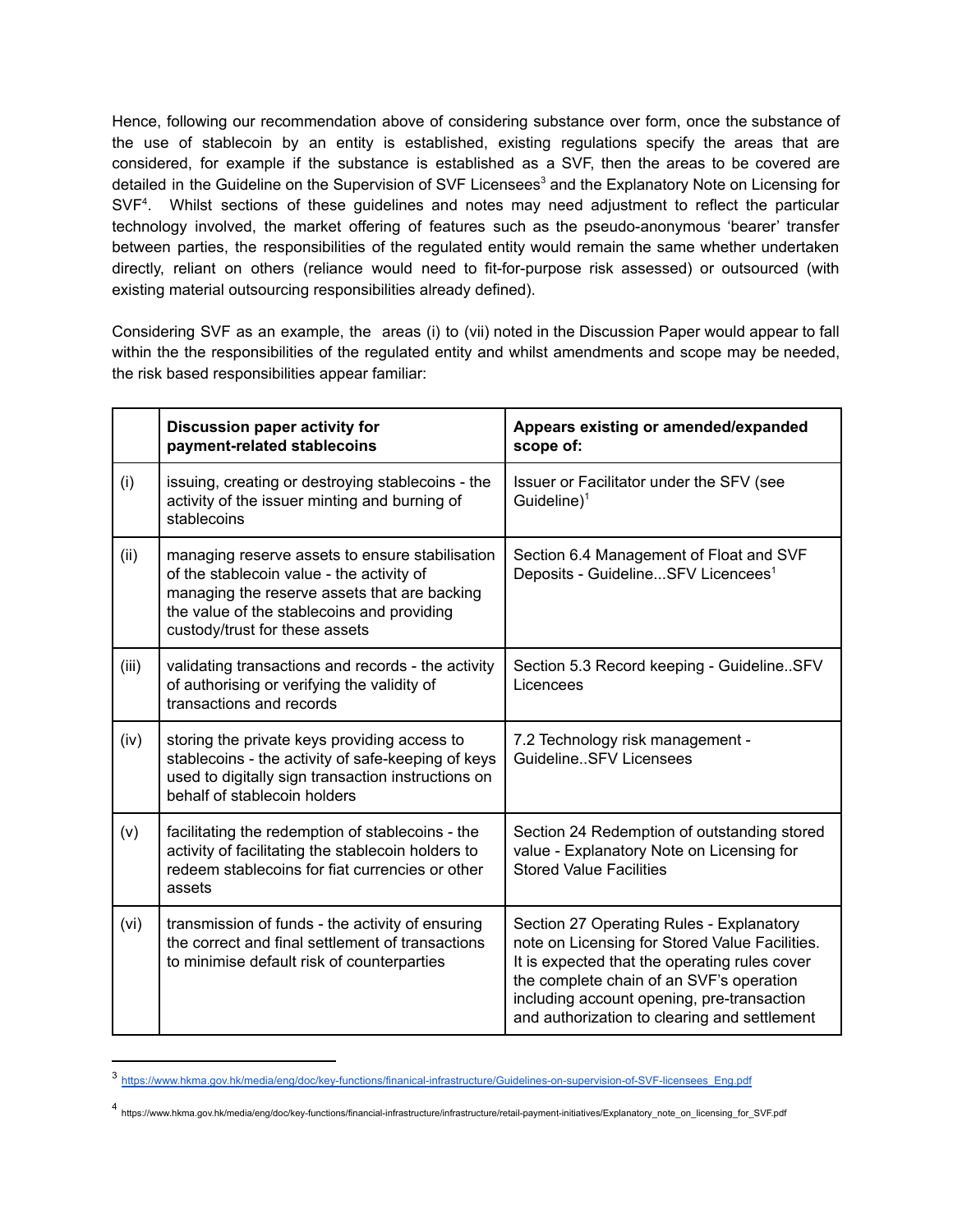Hence, following our recommendation above of considering substance over form, once the substance of the use of stablecoin by an entity is established, existing regulations specify the areas that are considered, for example if the substance is established as a SVF, then the areas to be covered are detailed in the Guideline on the Supervision of SVF Licensees[3] and the Explanatory Note on Licensing for SVF[4]. Whilst sections of these guidelines and notes may need adjustment to reflect the particular technology involved, the market offering of features such as the pseudo-anonymous 'bearer' transfer between parties, the responsibilities of the regulated entity would remain the same whether undertaken directly, reliant on others (reliance would need to fit-for-purpose risk assessed) or outsourced (with existing material outsourcing responsibilities already defined).

Considering SVF as an example, the areas (i) to (vii) noted in the Discussion Paper would appear to fall within the the responsibilities of the regulated entity and whilst amendments and scope may be needed, the risk based responsibilities appear familiar:

| | **Discussion paper activity for payment-related stablecoins** | **Appears existing or amended/expanded scope of:** |
|---|---|---|
| (i) | issuing, creating or destroying stablecoins - the activity of the issuer minting and burning of stablecoins | Issuer or Facilitator under the SFV (see Guideline)[1] |
| (ii) | managing reserve assets to ensure stabilisation of the stablecoin value - the activity of managing the reserve assets that are backing the value of the stablecoins and providing custody/trust for these assets | Section 6.4 Management of Float and SVF Deposits - Guideline...SFV Licencees[1] |
| (iii) | validating transactions and records - the activity of authorising or verifying the validity of transactions and records | Section 5.3 Record keeping - Guideline..SFV Licencees |
| (iv) | storing the private keys providing access to stablecoins - the activity of safe-keeping of keys used to digitally sign transaction instructions on behalf of stablecoin holders | 7.2 Technology risk management - Guideline..SFV Licensees |
| (v) | facilitating the redemption of stablecoins - the activity of facilitating the stablecoin holders to redeem stablecoins for fiat currencies or other assets | Section 24 Redemption of outstanding stored value - Explanatory Note on Licensing for Stored Value Facilities |
| (vi) | transmission of funds - the activity of ensuring the correct and final settlement of transactions to minimise default risk of counterparties | Section 27 Operating Rules - Explanatory note on Licensing for Stored Value Facilities. It is expected that the operating rules cover the complete chain of an SVF's operation including account opening, pre-transaction and authorization to clearing and settlement |

[3] https://www.hkma.gov.hk/media/eng/doc/key-functions/finanical-infrastructure/Guidelines-on-supervision-of-SVF-licensees_Eng.pdf

[4] https://www.hkma.gov.hk/media/eng/doc/key-functions/financial-infrastructure/infrastructure/retail-payment-initiatives/Explanatory_note_on_licensing_for_SVF.pdf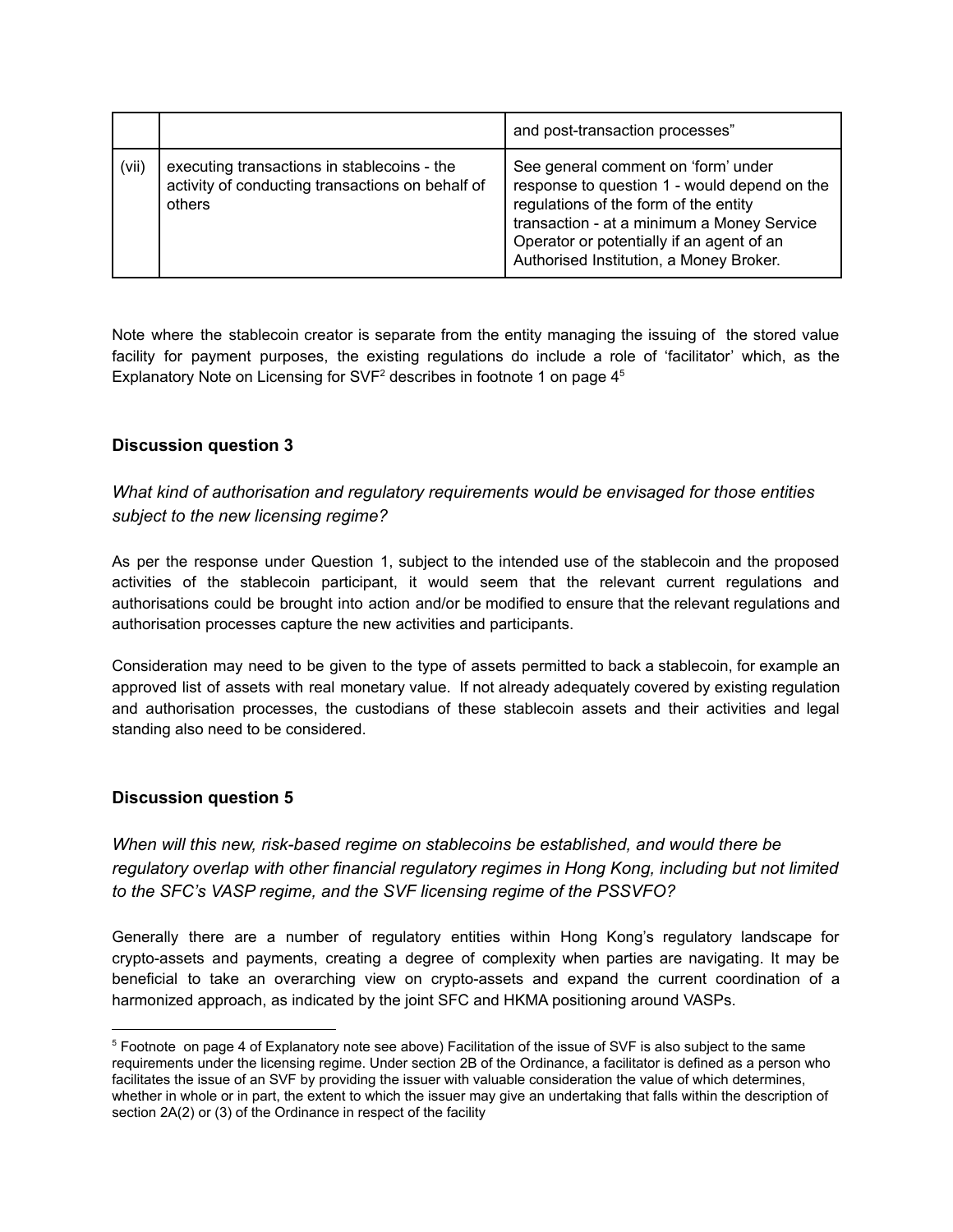| | | |
|---|---|---|
| | | and post-transaction processes" |
| (vii) | executing transactions in stablecoins - the activity of conducting transactions on behalf of others | See general comment on 'form' under response to question 1 - would depend on the regulations of the form of the entity transaction - at a minimum a Money Service Operator or potentially if an agent of an Authorised Institution, a Money Broker. |

Note where the stablecoin creator is separate from the entity managing the issuing of the stored value facility for payment purposes, the existing regulations do include a role of 'facilitator' which, as the Explanatory Note on Licensing for SVF[2] describes in footnote 1 on page 4[5]

### Discussion question 3

*What kind of authorisation and regulatory requirements would be envisaged for those entities subject to the new licensing regime?*

As per the response under Question 1, subject to the intended use of the stablecoin and the proposed activities of the stablecoin participant, it would seem that the relevant current regulations and authorisations could be brought into action and/or be modified to ensure that the relevant regulations and authorisation processes capture the new activities and participants.

Consideration may need to be given to the type of assets permitted to back a stablecoin, for example an approved list of assets with real monetary value. If not already adequately covered by existing regulation and authorisation processes, the custodians of these stablecoin assets and their activities and legal standing also need to be considered.

### Discussion question 5

*When will this new, risk-based regime on stablecoins be established, and would there be regulatory overlap with other financial regulatory regimes in Hong Kong, including but not limited to the SFC's VASP regime, and the SVF licensing regime of the PSSVFO?*

Generally there are a number of regulatory entities within Hong Kong's regulatory landscape for crypto-assets and payments, creating a degree of complexity when parties are navigating. It may be beneficial to take an overarching view on crypto-assets and expand the current coordination of a harmonized approach, as indicated by the joint SFC and HKMA positioning around VASPs.

---

[5] Footnote on page 4 of Explanatory note see above) Facilitation of the issue of SVF is also subject to the same requirements under the licensing regime. Under section 2B of the Ordinance, a facilitator is defined as a person who facilitates the issue of an SVF by providing the issuer with valuable consideration the value of which determines, whether in whole or in part, the extent to which the issuer may give an undertaking that falls within the description of section 2A(2) or (3) of the Ordinance in respect of the facility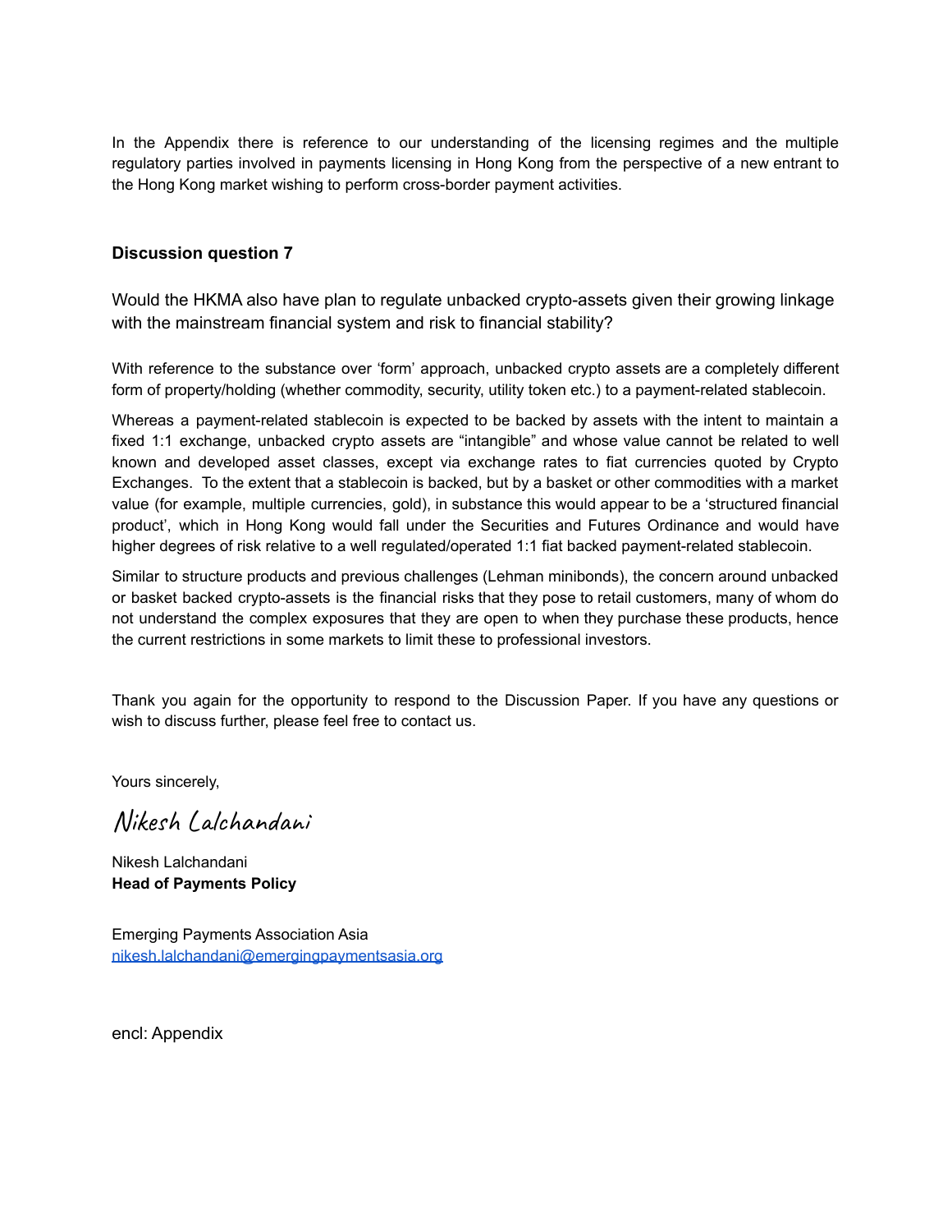In the Appendix there is reference to our understanding of the licensing regimes and the multiple regulatory parties involved in payments licensing in Hong Kong from the perspective of a new entrant to the Hong Kong market wishing to perform cross-border payment activities.

### Discussion question 7

Would the HKMA also have plan to regulate unbacked crypto-assets given their growing linkage with the mainstream financial system and risk to financial stability?

With reference to the substance over 'form' approach, unbacked crypto assets are a completely different form of property/holding (whether commodity, security, utility token etc.) to a payment-related stablecoin.

Whereas a payment-related stablecoin is expected to be backed by assets with the intent to maintain a fixed 1:1 exchange, unbacked crypto assets are "intangible" and whose value cannot be related to well known and developed asset classes, except via exchange rates to fiat currencies quoted by Crypto Exchanges. To the extent that a stablecoin is backed, but by a basket or other commodities with a market value (for example, multiple currencies, gold), in substance this would appear to be a 'structured financial product', which in Hong Kong would fall under the Securities and Futures Ordinance and would have higher degrees of risk relative to a well regulated/operated 1:1 fiat backed payment-related stablecoin.

Similar to structure products and previous challenges (Lehman minibonds), the concern around unbacked or basket backed crypto-assets is the financial risks that they pose to retail customers, many of whom do not understand the complex exposures that they are open to when they purchase these products, hence the current restrictions in some markets to limit these to professional investors.

Thank you again for the opportunity to respond to the Discussion Paper. If you have any questions or wish to discuss further, please feel free to contact us.

Yours sincerely,

*Nikesh Lalchandani*

Nikesh Lalchandani
**Head of Payments Policy**

Emerging Payments Association Asia
[nikesh.lalchandani@emergingpaymentsasia.org](mailto:nikesh.lalchandani@emergingpaymentsasia.org)

encl: Appendix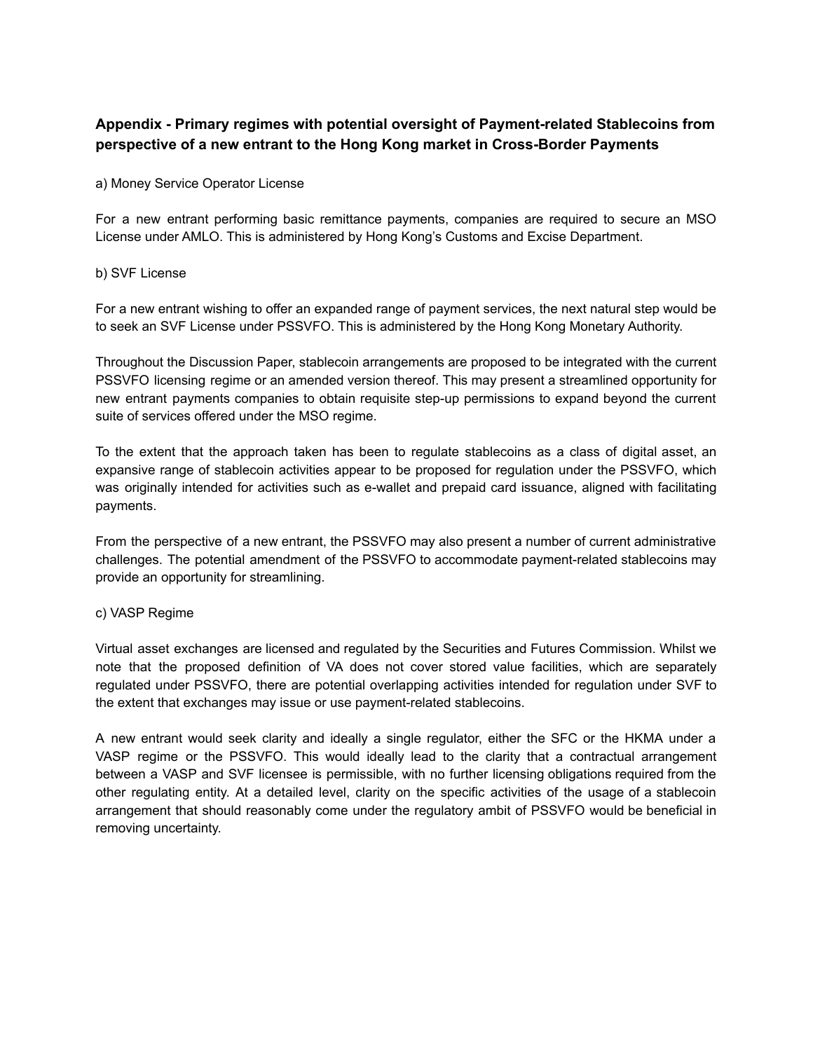## Appendix - Primary regimes with potential oversight of Payment-related Stablecoins from perspective of a new entrant to the Hong Kong market in Cross-Border Payments

a) Money Service Operator License

For a new entrant performing basic remittance payments, companies are required to secure an MSO License under AMLO. This is administered by Hong Kong's Customs and Excise Department.

b) SVF License

For a new entrant wishing to offer an expanded range of payment services, the next natural step would be to seek an SVF License under PSSVFO. This is administered by the Hong Kong Monetary Authority.

Throughout the Discussion Paper, stablecoin arrangements are proposed to be integrated with the current PSSVFO licensing regime or an amended version thereof. This may present a streamlined opportunity for new entrant payments companies to obtain requisite step-up permissions to expand beyond the current suite of services offered under the MSO regime.

To the extent that the approach taken has been to regulate stablecoins as a class of digital asset, an expansive range of stablecoin activities appear to be proposed for regulation under the PSSVFO, which was originally intended for activities such as e-wallet and prepaid card issuance, aligned with facilitating payments.

From the perspective of a new entrant, the PSSVFO may also present a number of current administrative challenges. The potential amendment of the PSSVFO to accommodate payment-related stablecoins may provide an opportunity for streamlining.

c) VASP Regime

Virtual asset exchanges are licensed and regulated by the Securities and Futures Commission. Whilst we note that the proposed definition of VA does not cover stored value facilities, which are separately regulated under PSSVFO, there are potential overlapping activities intended for regulation under SVF to the extent that exchanges may issue or use payment-related stablecoins.

A new entrant would seek clarity and ideally a single regulator, either the SFC or the HKMA under a VASP regime or the PSSVFO. This would ideally lead to the clarity that a contractual arrangement between a VASP and SVF licensee is permissible, with no further licensing obligations required from the other regulating entity. At a detailed level, clarity on the specific activities of the usage of a stablecoin arrangement that should reasonably come under the regulatory ambit of PSSVFO would be beneficial in removing uncertainty.